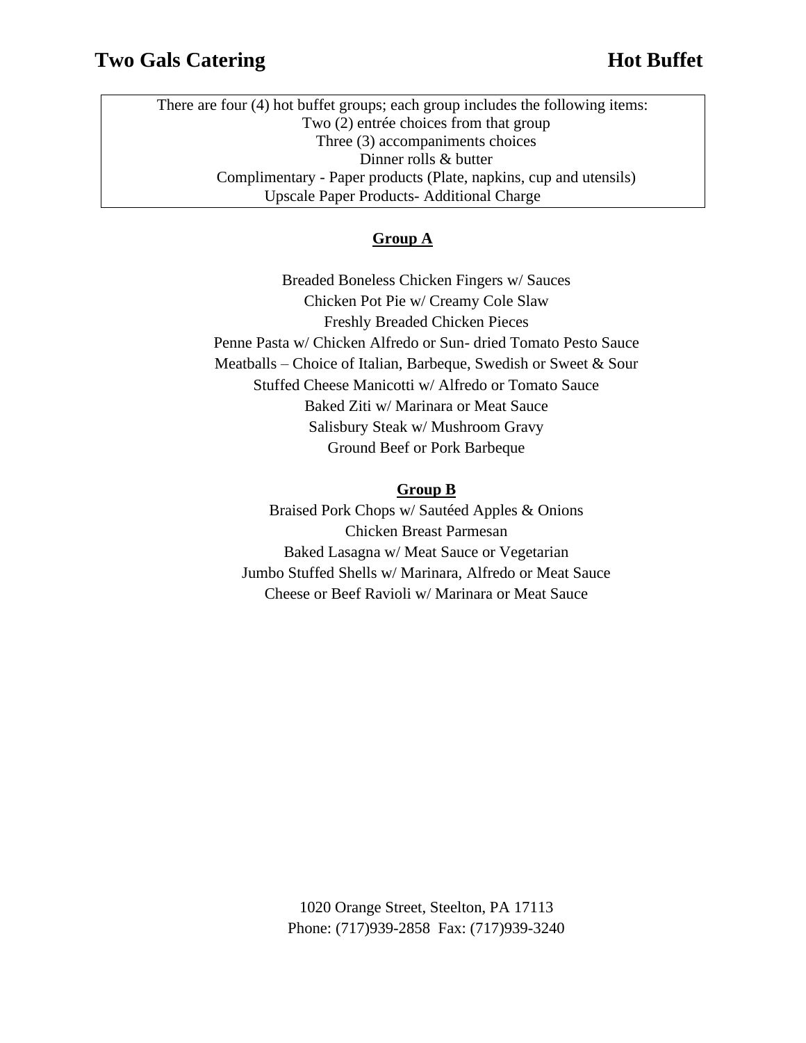# Two Gals Catering — Hot Buffet

There are four (4) hot buffet groups; each group includes the following items:
Two (2) entrée choices from that group
Three (3) accompaniments choices
Dinner rolls & butter
Complimentary - Paper products (Plate, napkins, cup and utensils)
Upscale Paper Products- Additional Charge

## Group A

Breaded Boneless Chicken Fingers w/ Sauces
Chicken Pot Pie w/ Creamy Cole Slaw
Freshly Breaded Chicken Pieces
Penne Pasta w/ Chicken Alfredo or Sun- dried Tomato Pesto Sauce
Meatballs – Choice of Italian, Barbeque, Swedish or Sweet & Sour
Stuffed Cheese Manicotti w/ Alfredo or Tomato Sauce
Baked Ziti w/ Marinara or Meat Sauce
Salisbury Steak w/ Mushroom Gravy
Ground Beef or Pork Barbeque

## Group B

Braised Pork Chops w/ Sautéed Apples & Onions
Chicken Breast Parmesan
Baked Lasagna w/ Meat Sauce or Vegetarian
Jumbo Stuffed Shells w/ Marinara, Alfredo or Meat Sauce
Cheese or Beef Ravioli w/ Marinara or Meat Sauce

1020 Orange Street, Steelton, PA 17113
Phone: (717)939-2858 Fax: (717)939-3240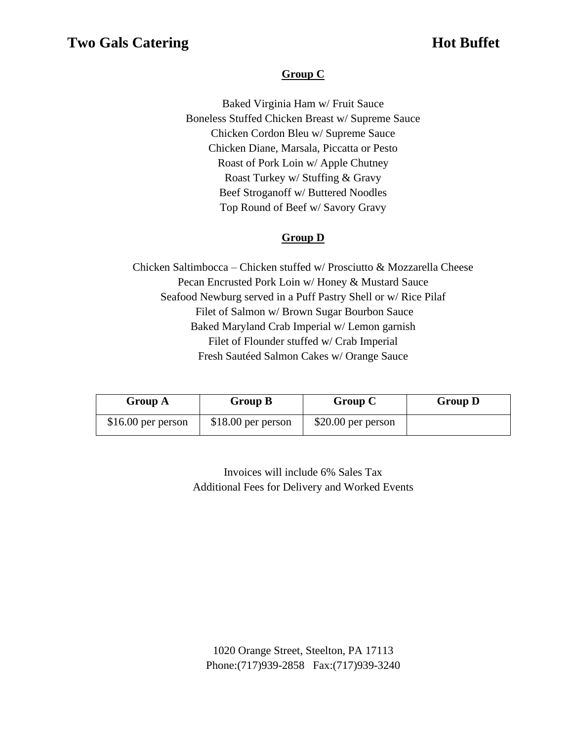# Two Gals Catering Hot Buffet

## Group C

Baked Virginia Ham w/ Fruit Sauce
Boneless Stuffed Chicken Breast w/ Supreme Sauce
Chicken Cordon Bleu w/ Supreme Sauce
Chicken Diane, Marsala, Piccatta or Pesto
Roast of Pork Loin w/ Apple Chutney
Roast Turkey w/ Stuffing & Gravy
Beef Stroganoff w/ Buttered Noodles
Top Round of Beef w/ Savory Gravy

## Group D

Chicken Saltimbocca – Chicken stuffed w/ Prosciutto & Mozzarella Cheese
Pecan Encrusted Pork Loin w/ Honey & Mustard Sauce
Seafood Newburg served in a Puff Pastry Shell or w/ Rice Pilaf
Filet of Salmon w/ Brown Sugar Bourbon Sauce
Baked Maryland Crab Imperial w/ Lemon garnish
Filet of Flounder stuffed w/ Crab Imperial
Fresh Sautéed Salmon Cakes w/ Orange Sauce

| Group A | Group B | Group C | Group D |
| --- | --- | --- | --- |
| $16.00 per person | $18.00 per person | $20.00 per person | |

Invoices will include 6% Sales Tax
Additional Fees for Delivery and Worked Events

1020 Orange Street, Steelton, PA 17113
Phone:(717)939-2858 Fax:(717)939-3240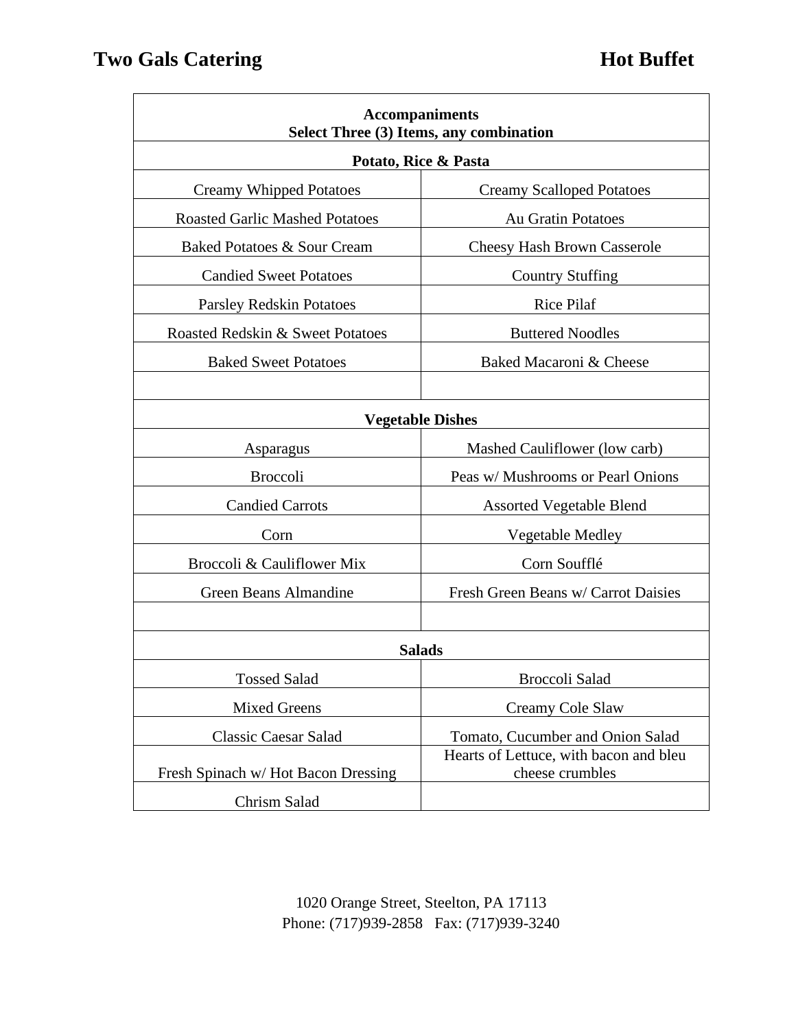**Two Gals Catering** **Hot Buffet**

| **Accompaniments<br>Select Three (3) Items, any combination** | |
|---|---|
| **Potato, Rice & Pasta** | |
| Creamy Whipped Potatoes | Creamy Scalloped Potatoes |
| Roasted Garlic Mashed Potatoes | Au Gratin Potatoes |
| Baked Potatoes & Sour Cream | Cheesy Hash Brown Casserole |
| Candied Sweet Potatoes | Country Stuffing |
| Parsley Redskin Potatoes | Rice Pilaf |
| Roasted Redskin & Sweet Potatoes | Buttered Noodles |
| Baked Sweet Potatoes | Baked Macaroni & Cheese |
| | |
| **Vegetable Dishes** | |
| Asparagus | Mashed Cauliflower (low carb) |
| Broccoli | Peas w/ Mushrooms or Pearl Onions |
| Candied Carrots | Assorted Vegetable Blend |
| Corn | Vegetable Medley |
| Broccoli & Cauliflower Mix | Corn Soufflé |
| Green Beans Almandine | Fresh Green Beans w/ Carrot Daisies |
| | |
| **Salads** | |
| Tossed Salad | Broccoli Salad |
| Mixed Greens | Creamy Cole Slaw |
| Classic Caesar Salad | Tomato, Cucumber and Onion Salad |
| Fresh Spinach w/ Hot Bacon Dressing | Hearts of Lettuce, with bacon and bleu cheese crumbles |
| Chrism Salad | |

1020 Orange Street, Steelton, PA 17113
Phone: (717)939-2858 Fax: (717)939-3240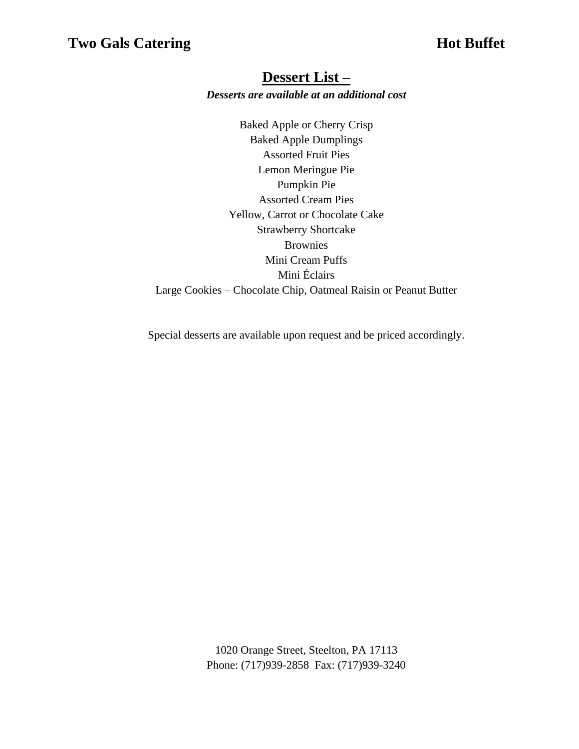## Dessert List –

***Desserts are available at an additional cost***

Baked Apple or Cherry Crisp
Baked Apple Dumplings
Assorted Fruit Pies
Lemon Meringue Pie
Pumpkin Pie
Assorted Cream Pies
Yellow, Carrot or Chocolate Cake
Strawberry Shortcake
Brownies
Mini Cream Puffs
Mini Éclairs
Large Cookies – Chocolate Chip, Oatmeal Raisin or Peanut Butter

Special desserts are available upon request and be priced accordingly.